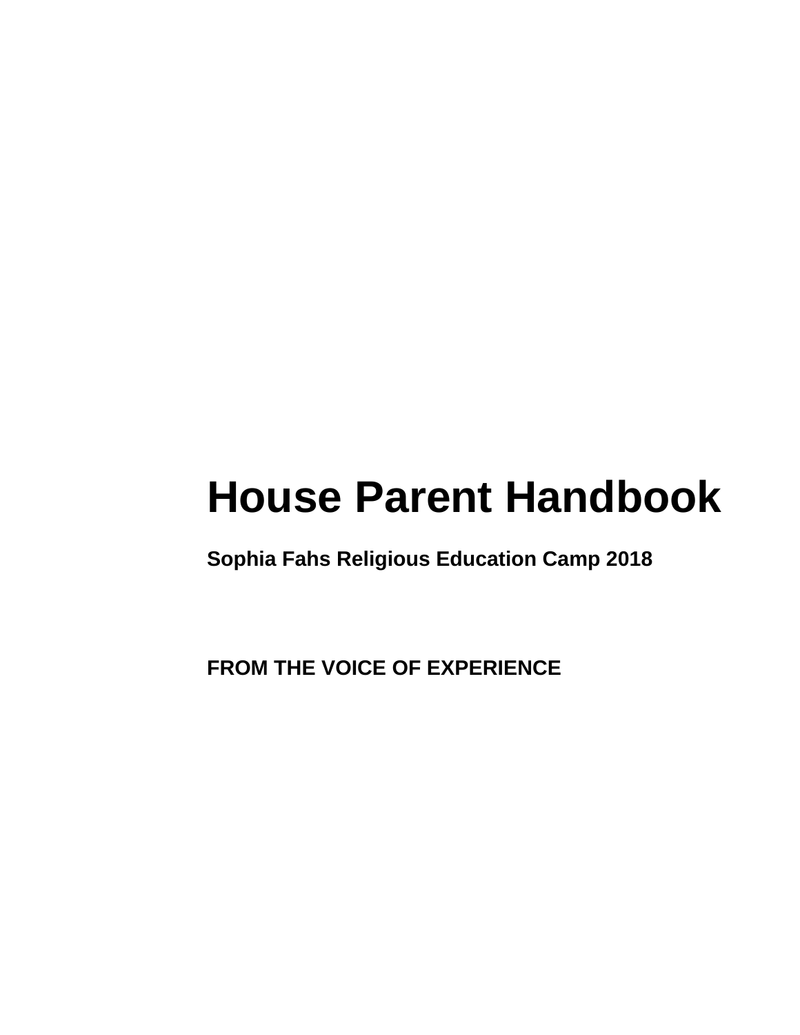# House Parent Handbook

**Sophia Fahs Religious Education Camp 2018**

**FROM THE VOICE OF EXPERIENCE**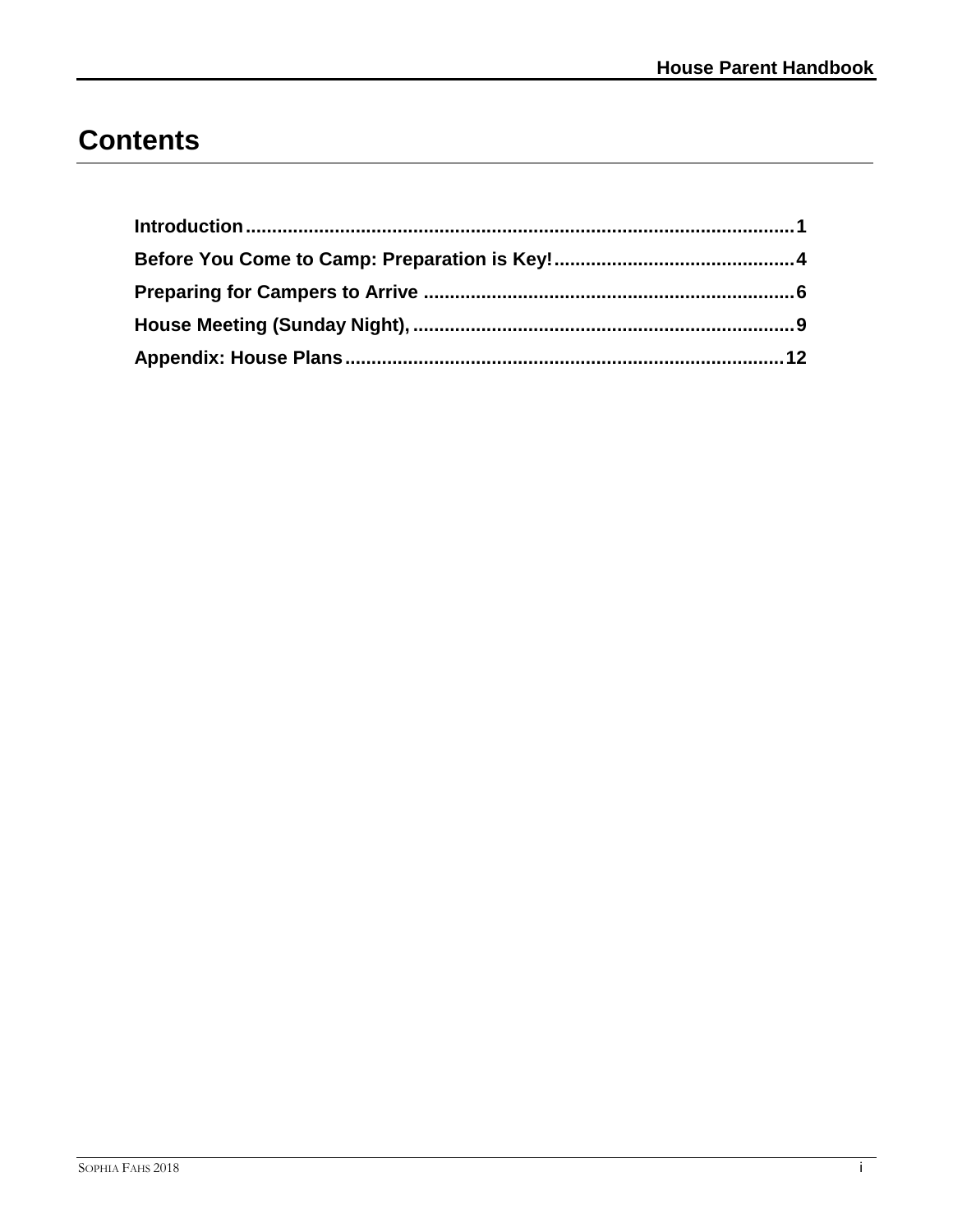# Contents

| | |
|---|---|
| **Introduction** | **1** |
| **Before You Come to Camp: Preparation is Key!** | **4** |
| **Preparing for Campers to Arrive** | **6** |
| **House Meeting (Sunday Night),** | **9** |
| **Appendix: House Plans** | **12** |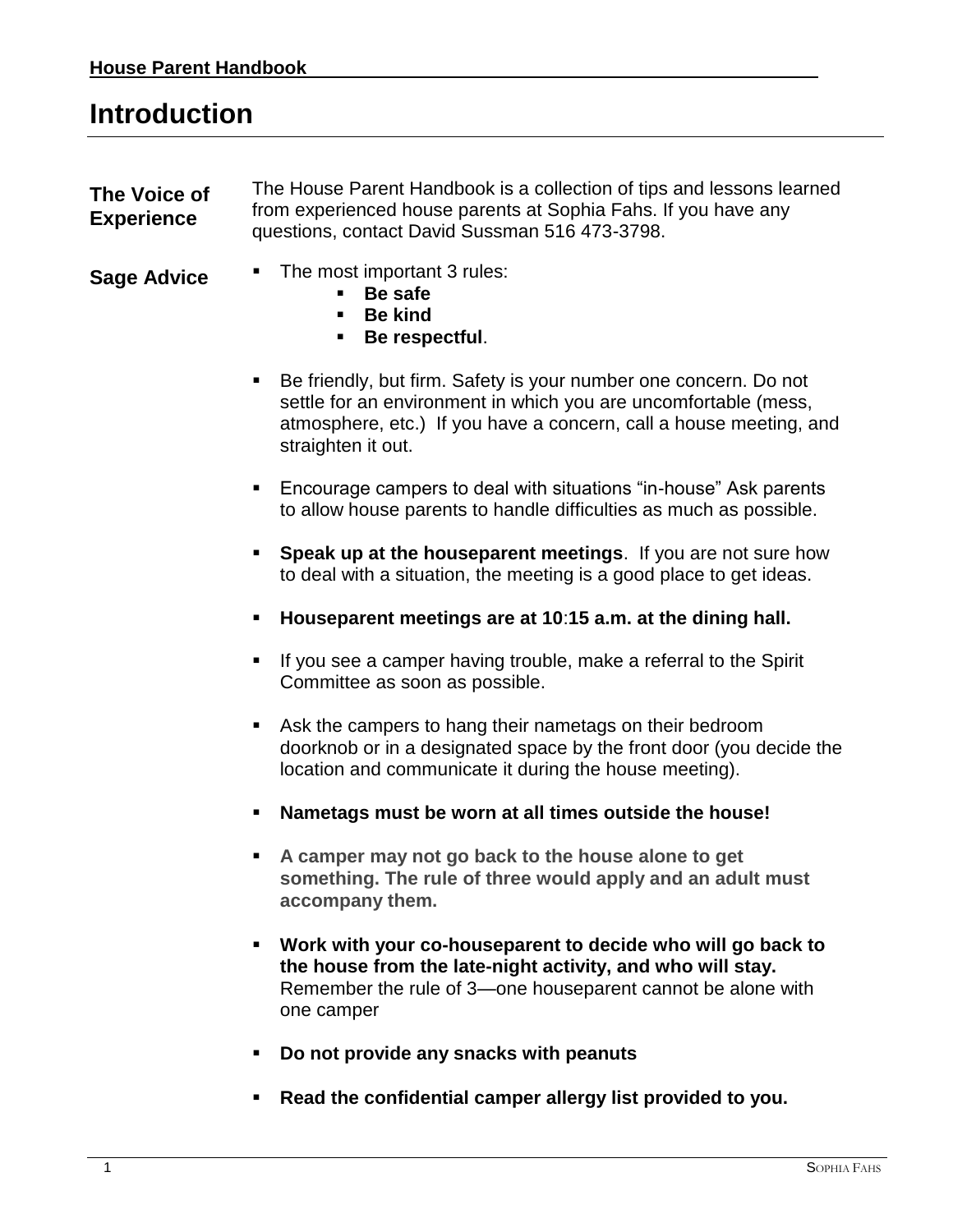# Introduction

**The Voice of Experience**

The House Parent Handbook is a collection of tips and lessons learned from experienced house parents at Sophia Fahs. If you have any questions, contact David Sussman 516 473-3798.

**Sage Advice**

- The most important 3 rules:
  - **Be safe**
  - **Be kind**
  - **Be respectful**.
- Be friendly, but firm. Safety is your number one concern. Do not settle for an environment in which you are uncomfortable (mess, atmosphere, etc.) If you have a concern, call a house meeting, and straighten it out.
- Encourage campers to deal with situations "in-house" Ask parents to allow house parents to handle difficulties as much as possible.
- **Speak up at the houseparent meetings**. If you are not sure how to deal with a situation, the meeting is a good place to get ideas.
- **Houseparent meetings are at 10:15 a.m. at the dining hall.**
- If you see a camper having trouble, make a referral to the Spirit Committee as soon as possible.
- Ask the campers to hang their nametags on their bedroom doorknob or in a designated space by the front door (you decide the location and communicate it during the house meeting).
- **Nametags must be worn at all times outside the house!**
- **A camper may not go back to the house alone to get something. The rule of three would apply and an adult must accompany them.**
- **Work with your co-houseparent to decide who will go back to the house from the late-night activity, and who will stay.** Remember the rule of 3—one houseparent cannot be alone with one camper
- **Do not provide any snacks with peanuts**
- **Read the confidential camper allergy list provided to you.**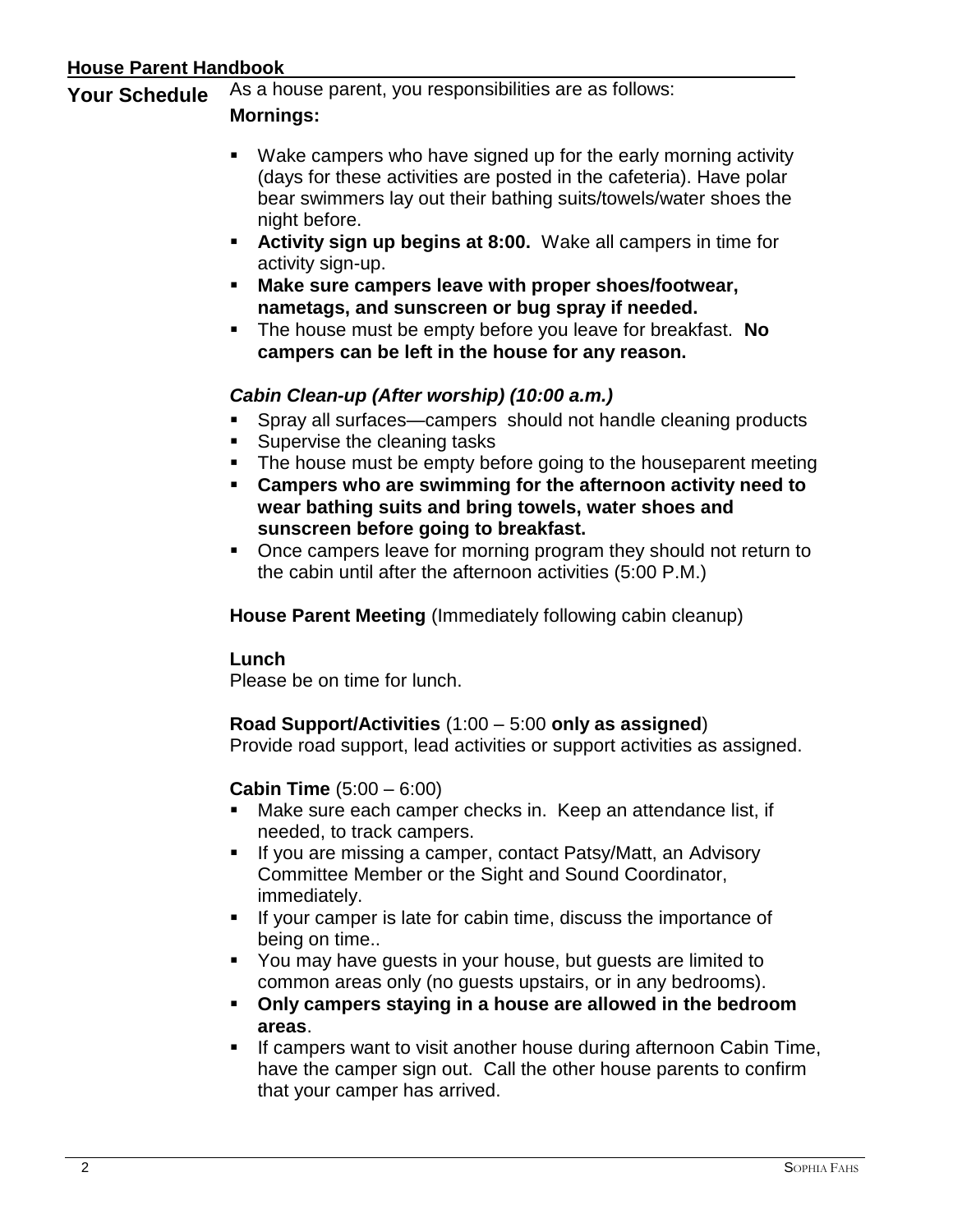**House Parent Handbook**

## Your Schedule

As a house parent, you responsibilities are as follows:

**Mornings:**

- Wake campers who have signed up for the early morning activity (days for these activities are posted in the cafeteria). Have polar bear swimmers lay out their bathing suits/towels/water shoes the night before.
- **Activity sign up begins at 8:00.** Wake all campers in time for activity sign-up.
- **Make sure campers leave with proper shoes/footwear, nametags, and sunscreen or bug spray if needed.**
- The house must be empty before you leave for breakfast. **No campers can be left in the house for any reason.**

***Cabin Clean-up (After worship) (10:00 a.m.)***

- Spray all surfaces—campers should not handle cleaning products
- Supervise the cleaning tasks
- The house must be empty before going to the houseparent meeting
- **Campers who are swimming for the afternoon activity need to wear bathing suits and bring towels, water shoes and sunscreen before going to breakfast.**
- Once campers leave for morning program they should not return to the cabin until after the afternoon activities (5:00 P.M.)

**House Parent Meeting** (Immediately following cabin cleanup)

**Lunch**
Please be on time for lunch.

**Road Support/Activities** (1:00 – 5:00 **only as assigned**)
Provide road support, lead activities or support activities as assigned.

**Cabin Time** (5:00 – 6:00)

- Make sure each camper checks in. Keep an attendance list, if needed, to track campers.
- If you are missing a camper, contact Patsy/Matt, an Advisory Committee Member or the Sight and Sound Coordinator, immediately.
- If your camper is late for cabin time, discuss the importance of being on time..
- You may have guests in your house, but guests are limited to common areas only (no guests upstairs, or in any bedrooms).
- **Only campers staying in a house are allowed in the bedroom areas**.
- If campers want to visit another house during afternoon Cabin Time, have the camper sign out. Call the other house parents to confirm that your camper has arrived.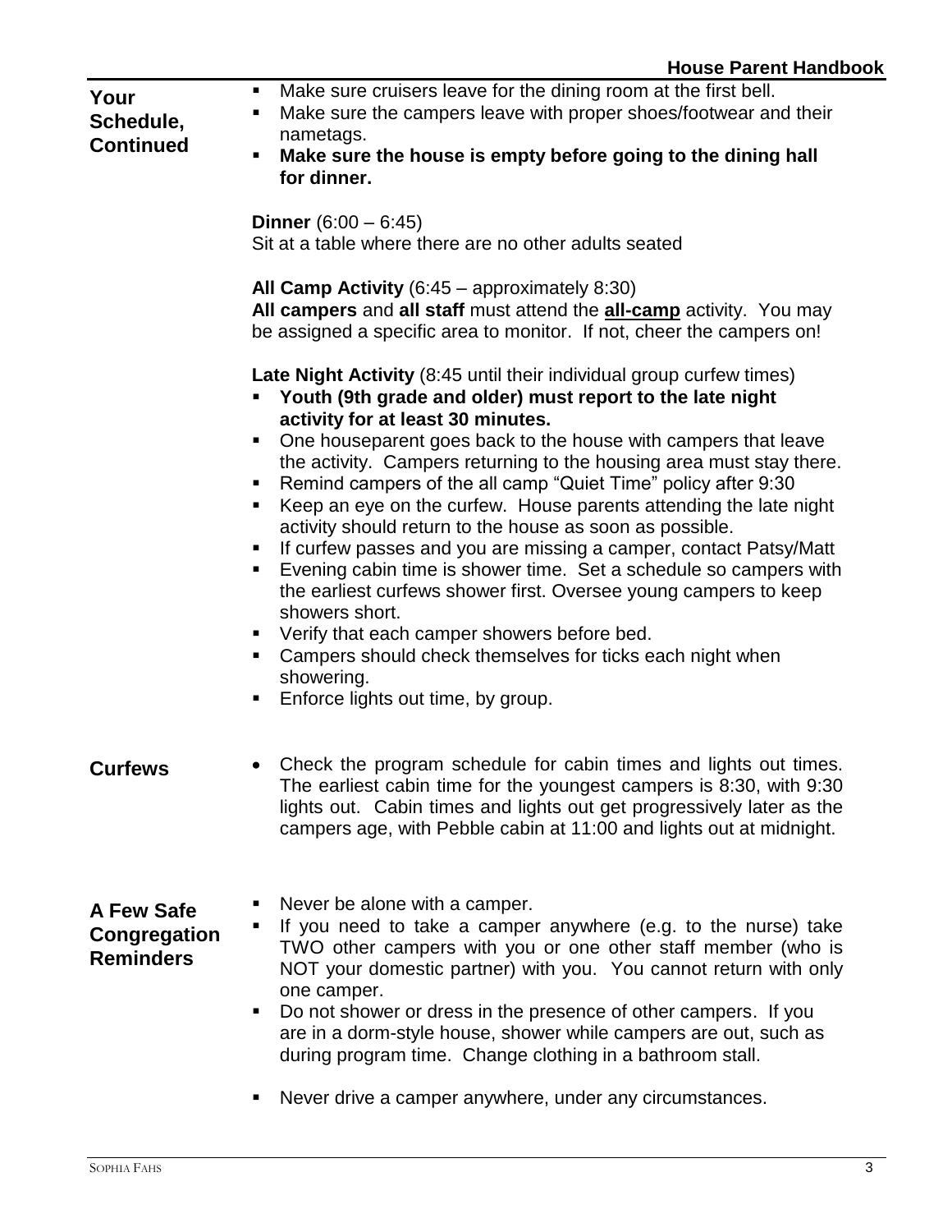## Your Schedule, Continued

- Make sure cruisers leave for the dining room at the first bell.
- Make sure the campers leave with proper shoes/footwear and their nametags.
- **Make sure the house is empty before going to the dining hall for dinner.**

**Dinner** (6:00 – 6:45)
Sit at a table where there are no other adults seated

**All Camp Activity** (6:45 – approximately 8:30)
**All campers** and **all staff** must attend the **all-camp** activity. You may be assigned a specific area to monitor. If not, cheer the campers on!

**Late Night Activity** (8:45 until their individual group curfew times)

- **Youth (9th grade and older) must report to the late night activity for at least 30 minutes.**
- One houseparent goes back to the house with campers that leave the activity. Campers returning to the housing area must stay there.
- Remind campers of the all camp "Quiet Time" policy after 9:30
- Keep an eye on the curfew. House parents attending the late night activity should return to the house as soon as possible.
- If curfew passes and you are missing a camper, contact Patsy/Matt
- Evening cabin time is shower time. Set a schedule so campers with the earliest curfews shower first. Oversee young campers to keep showers short.
- Verify that each camper showers before bed.
- Campers should check themselves for ticks each night when showering.
- Enforce lights out time, by group.

## Curfews

- Check the program schedule for cabin times and lights out times. The earliest cabin time for the youngest campers is 8:30, with 9:30 lights out. Cabin times and lights out get progressively later as the campers age, with Pebble cabin at 11:00 and lights out at midnight.

## A Few Safe Congregation Reminders

- Never be alone with a camper.
- If you need to take a camper anywhere (e.g. to the nurse) take TWO other campers with you or one other staff member (who is NOT your domestic partner) with you. You cannot return with only one camper.
- Do not shower or dress in the presence of other campers. If you are in a dorm-style house, shower while campers are out, such as during program time. Change clothing in a bathroom stall.
- Never drive a camper anywhere, under any circumstances.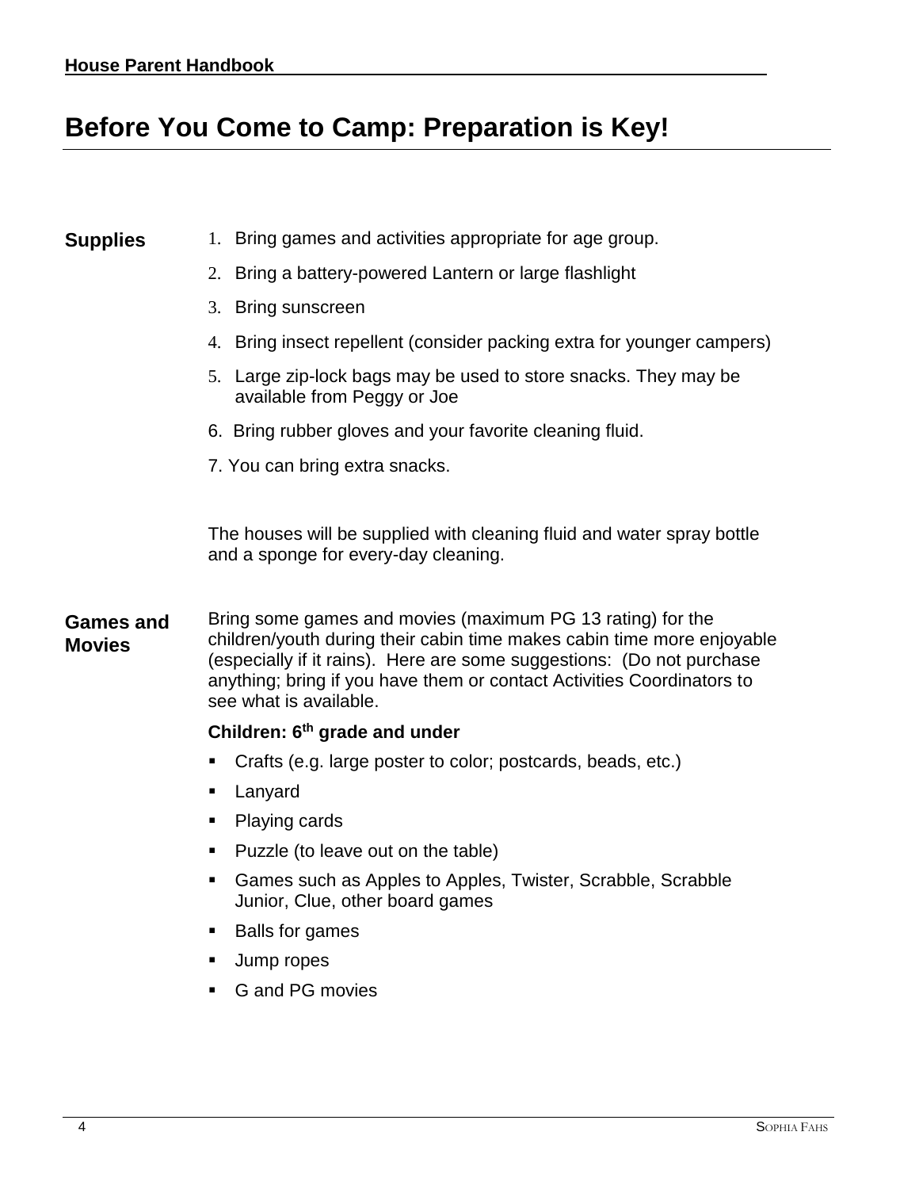# Before You Come to Camp: Preparation is Key!

## Supplies

1. Bring games and activities appropriate for age group.
2. Bring a battery-powered Lantern or large flashlight
3. Bring sunscreen
4. Bring insect repellent (consider packing extra for younger campers)
5. Large zip-lock bags may be used to store snacks. They may be available from Peggy or Joe
6. Bring rubber gloves and your favorite cleaning fluid.
7. You can bring extra snacks.

The houses will be supplied with cleaning fluid and water spray bottle and a sponge for every-day cleaning.

## Games and Movies

Bring some games and movies (maximum PG 13 rating) for the children/youth during their cabin time makes cabin time more enjoyable (especially if it rains). Here are some suggestions: (Do not purchase anything; bring if you have them or contact Activities Coordinators to see what is available.

**Children: 6th grade and under**

- Crafts (e.g. large poster to color; postcards, beads, etc.)
- Lanyard
- Playing cards
- Puzzle (to leave out on the table)
- Games such as Apples to Apples, Twister, Scrabble, Scrabble Junior, Clue, other board games
- Balls for games
- Jump ropes
- G and PG movies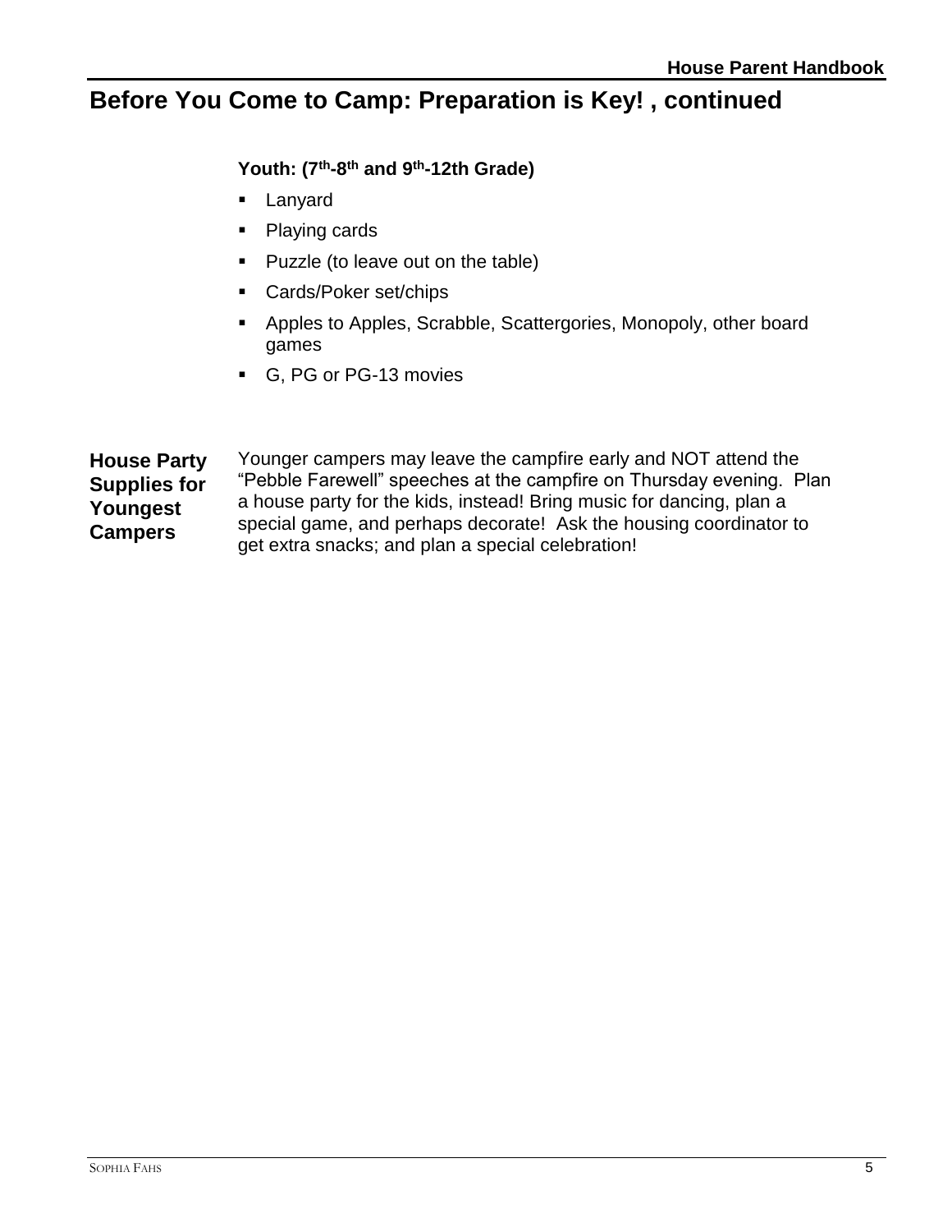# Before You Come to Camp: Preparation is Key! , continued

**Youth: (7th-8th and 9th-12th Grade)**

- Lanyard
- Playing cards
- Puzzle (to leave out on the table)
- Cards/Poker set/chips
- Apples to Apples, Scrabble, Scattergories, Monopoly, other board games
- G, PG or PG-13 movies

**House Party Supplies for Youngest Campers**

Younger campers may leave the campfire early and NOT attend the "Pebble Farewell" speeches at the campfire on Thursday evening. Plan a house party for the kids, instead! Bring music for dancing, plan a special game, and perhaps decorate! Ask the housing coordinator to get extra snacks; and plan a special celebration!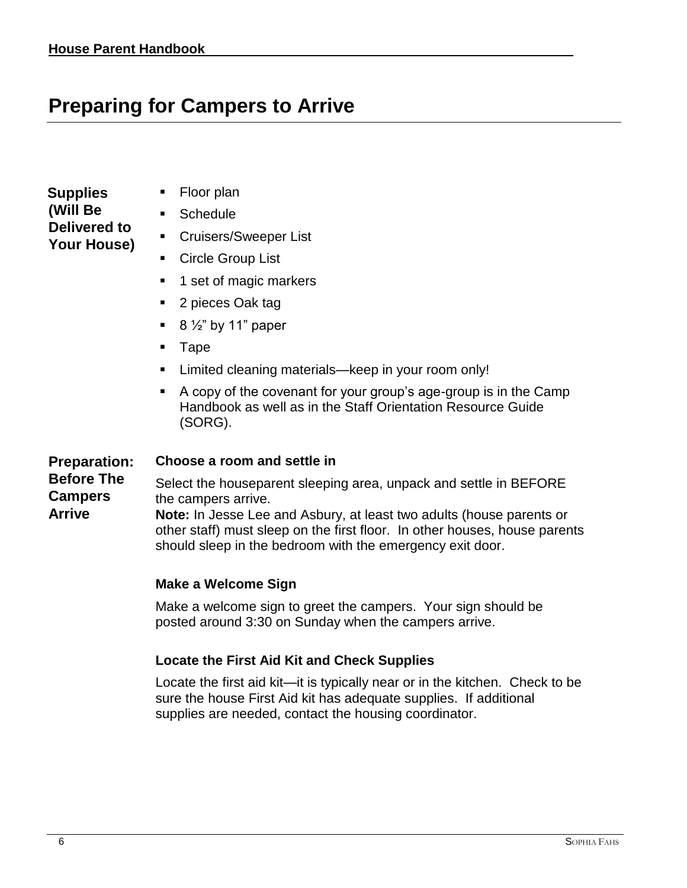# Preparing for Campers to Arrive

**Supplies (Will Be Delivered to Your House)**

- Floor plan
- Schedule
- Cruisers/Sweeper List
- Circle Group List
- 1 set of magic markers
- 2 pieces Oak tag
- 8 ½" by 11" paper
- Tape
- Limited cleaning materials—keep in your room only!
- A copy of the covenant for your group's age-group is in the Camp Handbook as well as in the Staff Orientation Resource Guide (SORG).

**Preparation: Before The Campers Arrive**

**Choose a room and settle in**

Select the houseparent sleeping area, unpack and settle in BEFORE the campers arrive.
**Note:** In Jesse Lee and Asbury, at least two adults (house parents or other staff) must sleep on the first floor. In other houses, house parents should sleep in the bedroom with the emergency exit door.

**Make a Welcome Sign**

Make a welcome sign to greet the campers. Your sign should be posted around 3:30 on Sunday when the campers arrive.

**Locate the First Aid Kit and Check Supplies**

Locate the first aid kit—it is typically near or in the kitchen. Check to be sure the house First Aid kit has adequate supplies. If additional supplies are needed, contact the housing coordinator.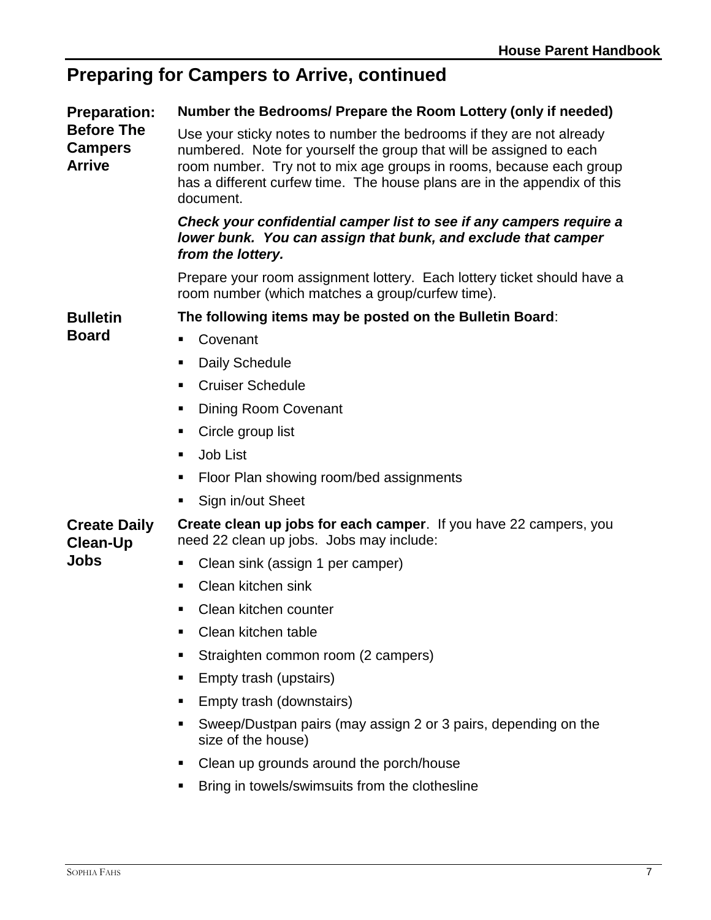## Preparing for Campers to Arrive, continued

### Preparation: Before The Campers Arrive

**Number the Bedrooms/ Prepare the Room Lottery (only if needed)**

Use your sticky notes to number the bedrooms if they are not already numbered. Note for yourself the group that will be assigned to each room number. Try not to mix age groups in rooms, because each group has a different curfew time. The house plans are in the appendix of this document.

***Check your confidential camper list to see if any campers require a lower bunk. You can assign that bunk, and exclude that camper from the lottery.***

Prepare your room assignment lottery. Each lottery ticket should have a room number (which matches a group/curfew time).

### Bulletin Board

**The following items may be posted on the Bulletin Board**:

- Covenant
- Daily Schedule
- Cruiser Schedule
- Dining Room Covenant
- Circle group list
- Job List
- Floor Plan showing room/bed assignments
- Sign in/out Sheet

### Create Daily Clean-Up Jobs

**Create clean up jobs for each camper**. If you have 22 campers, you need 22 clean up jobs. Jobs may include:

- Clean sink (assign 1 per camper)
- Clean kitchen sink
- Clean kitchen counter
- Clean kitchen table
- Straighten common room (2 campers)
- Empty trash (upstairs)
- Empty trash (downstairs)
- Sweep/Dustpan pairs (may assign 2 or 3 pairs, depending on the size of the house)
- Clean up grounds around the porch/house
- Bring in towels/swimsuits from the clothesline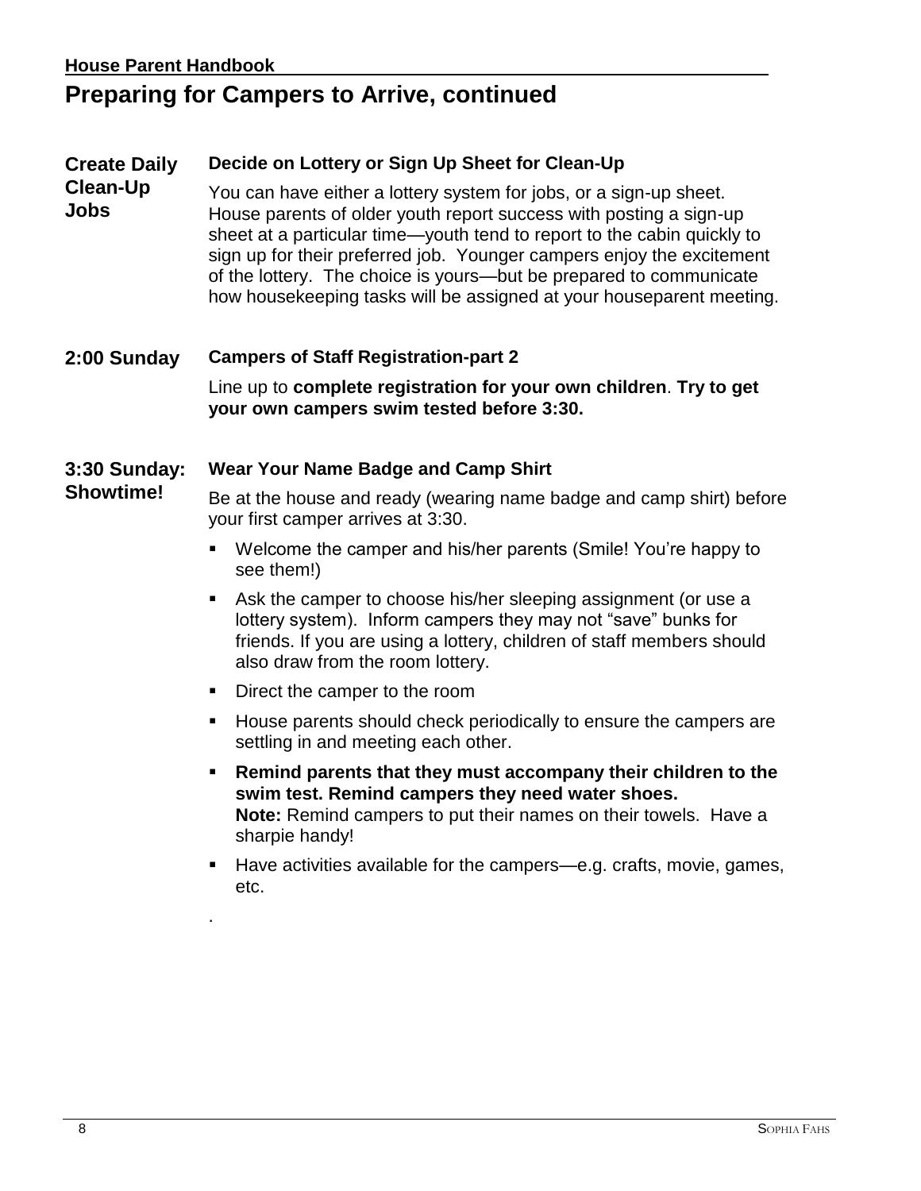## Preparing for Campers to Arrive, continued

### Create Daily Clean-Up Jobs

**Decide on Lottery or Sign Up Sheet for Clean-Up**

You can have either a lottery system for jobs, or a sign-up sheet. House parents of older youth report success with posting a sign-up sheet at a particular time—youth tend to report to the cabin quickly to sign up for their preferred job. Younger campers enjoy the excitement of the lottery. The choice is yours—but be prepared to communicate how housekeeping tasks will be assigned at your houseparent meeting.

### 2:00 Sunday

**Campers of Staff Registration-part 2**

Line up to **complete registration for your own children**. **Try to get your own campers swim tested before 3:30.**

### 3:30 Sunday: Showtime!

**Wear Your Name Badge and Camp Shirt**

Be at the house and ready (wearing name badge and camp shirt) before your first camper arrives at 3:30.

- Welcome the camper and his/her parents (Smile! You're happy to see them!)
- Ask the camper to choose his/her sleeping assignment (or use a lottery system). Inform campers they may not "save" bunks for friends. If you are using a lottery, children of staff members should also draw from the room lottery.
- Direct the camper to the room
- House parents should check periodically to ensure the campers are settling in and meeting each other.
- **Remind parents that they must accompany their children to the swim test. Remind campers they need water shoes.**
  **Note:** Remind campers to put their names on their towels. Have a sharpie handy!
- Have activities available for the campers—e.g. crafts, movie, games, etc.

.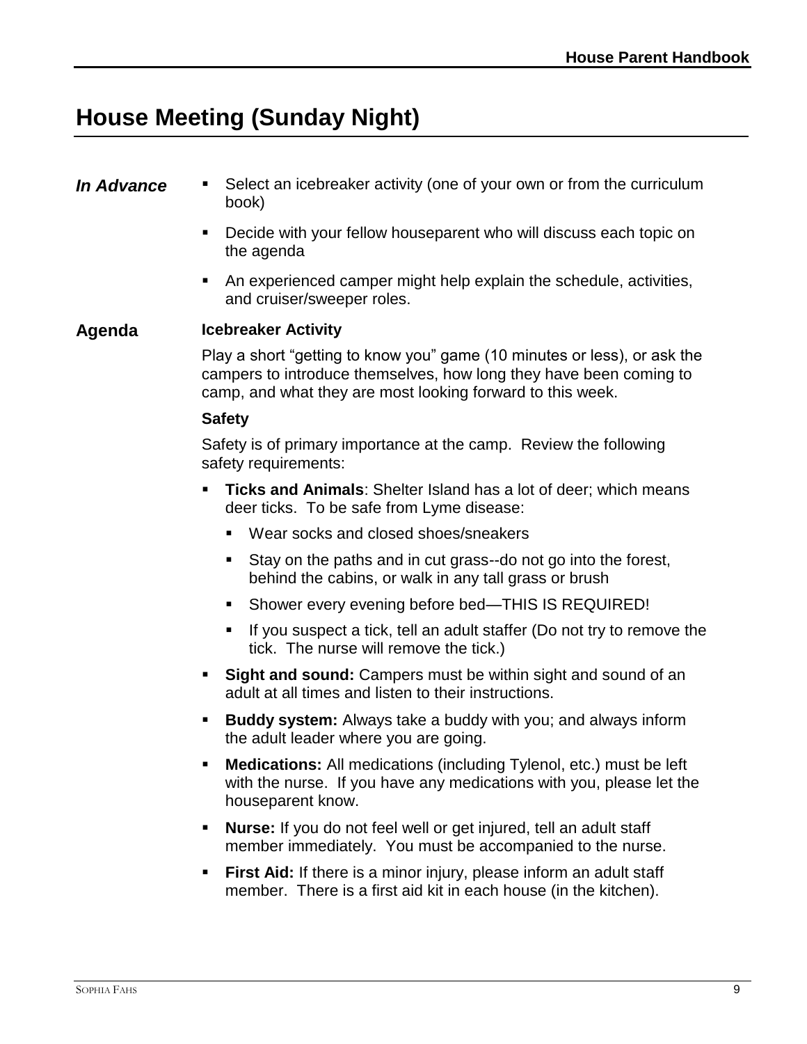# House Meeting (Sunday Night)

***In Advance***

- Select an icebreaker activity (one of your own or from the curriculum book)
- Decide with your fellow houseparent who will discuss each topic on the agenda
- An experienced camper might help explain the schedule, activities, and cruiser/sweeper roles.

**Agenda**

**Icebreaker Activity**

Play a short "getting to know you" game (10 minutes or less), or ask the campers to introduce themselves, how long they have been coming to camp, and what they are most looking forward to this week.

**Safety**

Safety is of primary importance at the camp. Review the following safety requirements:

- **Ticks and Animals**: Shelter Island has a lot of deer; which means deer ticks. To be safe from Lyme disease:
  - Wear socks and closed shoes/sneakers
  - Stay on the paths and in cut grass--do not go into the forest, behind the cabins, or walk in any tall grass or brush
  - Shower every evening before bed—THIS IS REQUIRED!
  - If you suspect a tick, tell an adult staffer (Do not try to remove the tick. The nurse will remove the tick.)
- **Sight and sound:** Campers must be within sight and sound of an adult at all times and listen to their instructions.
- **Buddy system:** Always take a buddy with you; and always inform the adult leader where you are going.
- **Medications:** All medications (including Tylenol, etc.) must be left with the nurse. If you have any medications with you, please let the houseparent know.
- **Nurse:** If you do not feel well or get injured, tell an adult staff member immediately. You must be accompanied to the nurse.
- **First Aid:** If there is a minor injury, please inform an adult staff member. There is a first aid kit in each house (in the kitchen).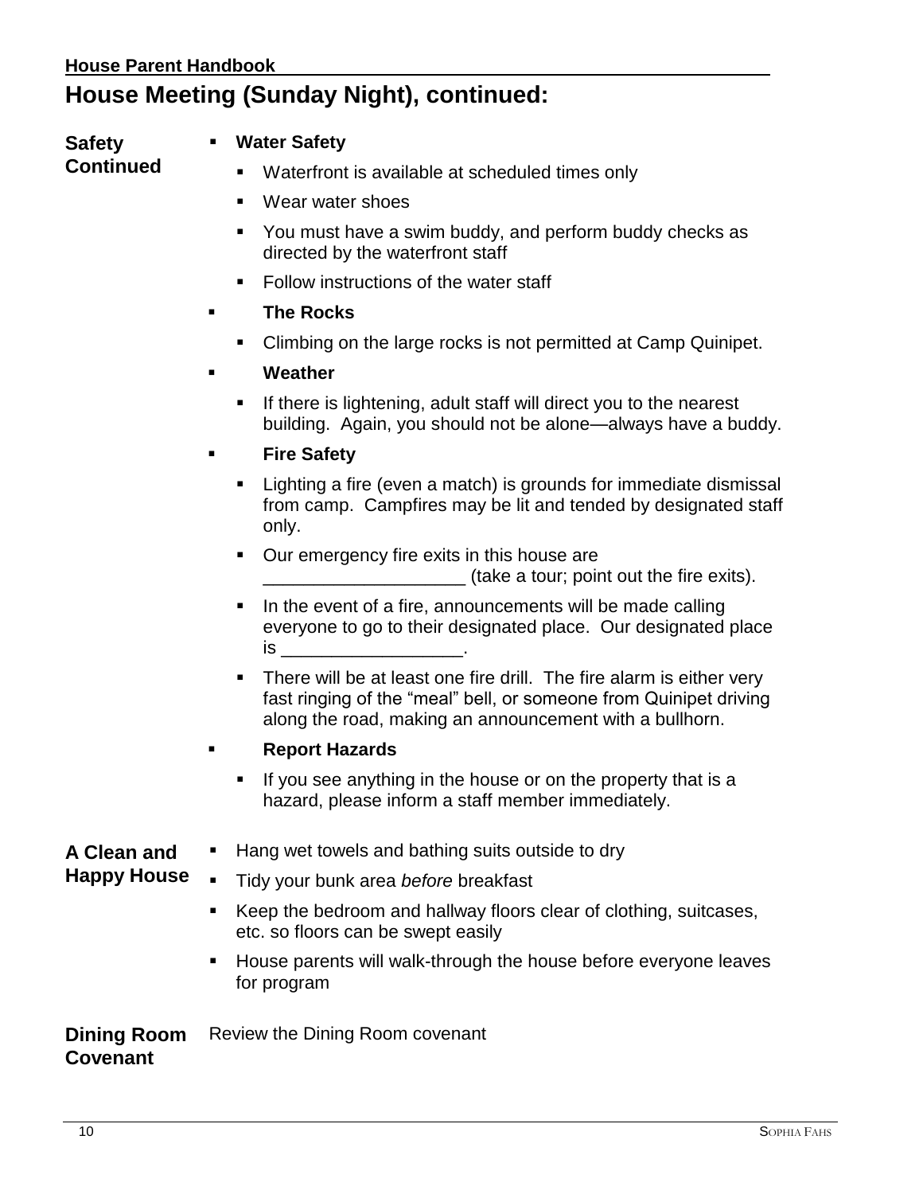## House Meeting (Sunday Night), continued:

**Safety Continued**

- **Water Safety**
  - Waterfront is available at scheduled times only
  - Wear water shoes
  - You must have a swim buddy, and perform buddy checks as directed by the waterfront staff
  - Follow instructions of the water staff
- **The Rocks**
  - Climbing on the large rocks is not permitted at Camp Quinipet.
- **Weather**
  - If there is lightening, adult staff will direct you to the nearest building. Again, you should not be alone—always have a buddy.
- **Fire Safety**
  - Lighting a fire (even a match) is grounds for immediate dismissal from camp. Campfires may be lit and tended by designated staff only.
  - Our emergency fire exits in this house are ____________________ (take a tour; point out the fire exits).
  - In the event of a fire, announcements will be made calling everyone to go to their designated place. Our designated place is __________________.
  - There will be at least one fire drill. The fire alarm is either very fast ringing of the "meal" bell, or someone from Quinipet driving along the road, making an announcement with a bullhorn.
- **Report Hazards**
  - If you see anything in the house or on the property that is a hazard, please inform a staff member immediately.

**A Clean and Happy House**

- Hang wet towels and bathing suits outside to dry
- Tidy your bunk area *before* breakfast
- Keep the bedroom and hallway floors clear of clothing, suitcases, etc. so floors can be swept easily
- House parents will walk-through the house before everyone leaves for program

**Dining Room Covenant**

Review the Dining Room covenant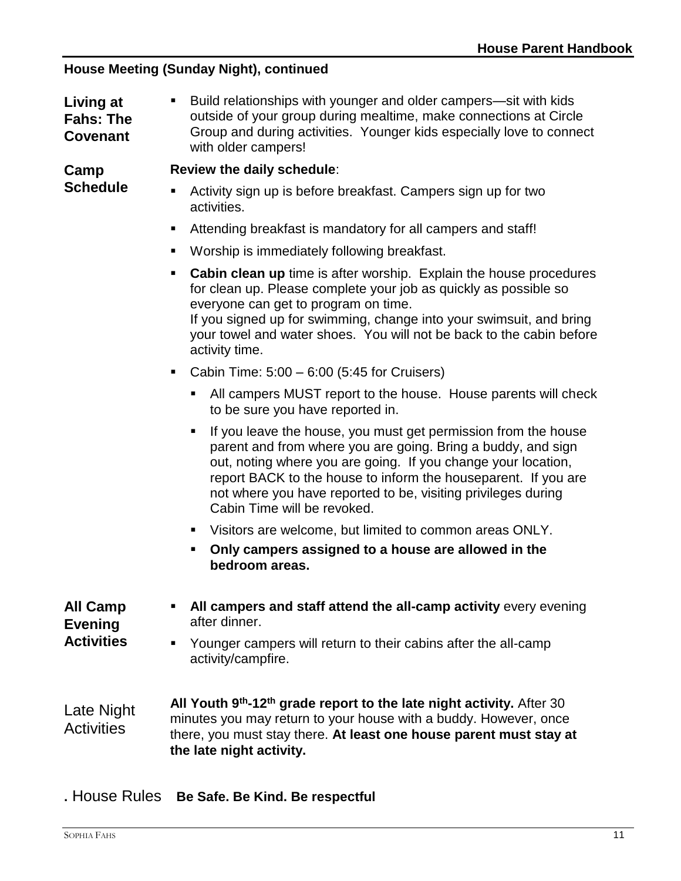**House Meeting (Sunday Night), continued**

**Living at Fahs: The Covenant**

- Build relationships with younger and older campers—sit with kids outside of your group during mealtime, make connections at Circle Group and during activities. Younger kids especially love to connect with older campers!

**Camp Schedule**

**Review the daily schedule**:

- Activity sign up is before breakfast. Campers sign up for two activities.
- Attending breakfast is mandatory for all campers and staff!
- Worship is immediately following breakfast.
- **Cabin clean up** time is after worship. Explain the house procedures for clean up. Please complete your job as quickly as possible so everyone can get to program on time.  
  If you signed up for swimming, change into your swimsuit, and bring your towel and water shoes. You will not be back to the cabin before activity time.
- Cabin Time: 5:00 – 6:00 (5:45 for Cruisers)
  - All campers MUST report to the house. House parents will check to be sure you have reported in.
  - If you leave the house, you must get permission from the house parent and from where you are going. Bring a buddy, and sign out, noting where you are going. If you change your location, report BACK to the house to inform the houseparent. If you are not where you have reported to be, visiting privileges during Cabin Time will be revoked.
  - Visitors are welcome, but limited to common areas ONLY.
  - **Only campers assigned to a house are allowed in the bedroom areas.**

**All Camp Evening Activities**

- **All campers and staff attend the all-camp activity** every evening after dinner.
- Younger campers will return to their cabins after the all-camp activity/campfire.

Late Night Activities

**All Youth 9th-12th grade report to the late night activity.** After 30 minutes you may return to your house with a buddy. However, once there, you must stay there. **At least one house parent must stay at the late night activity.**

**.** House Rules **Be Safe. Be Kind. Be respectful**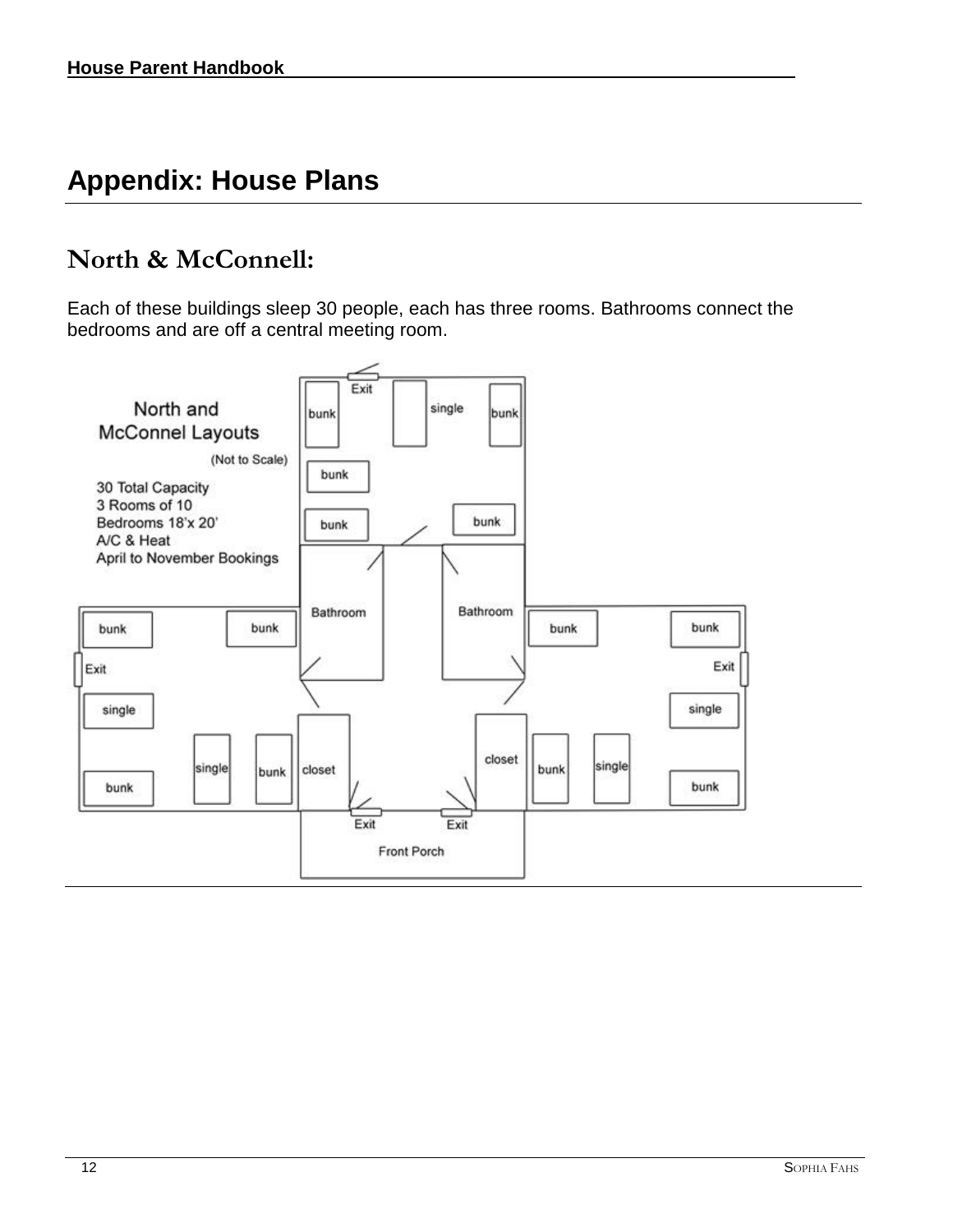# Appendix: House Plans

## North & McConnell:

Each of these buildings sleep 30 people, each has three rooms. Bathrooms connect the bedrooms and are off a central meeting room.

North and McConnel Layouts

(Not to Scale)

30 Total Capacity
3 Rooms of 10
Bedrooms 18'x 20'
A/C & Heat
April to November Bookings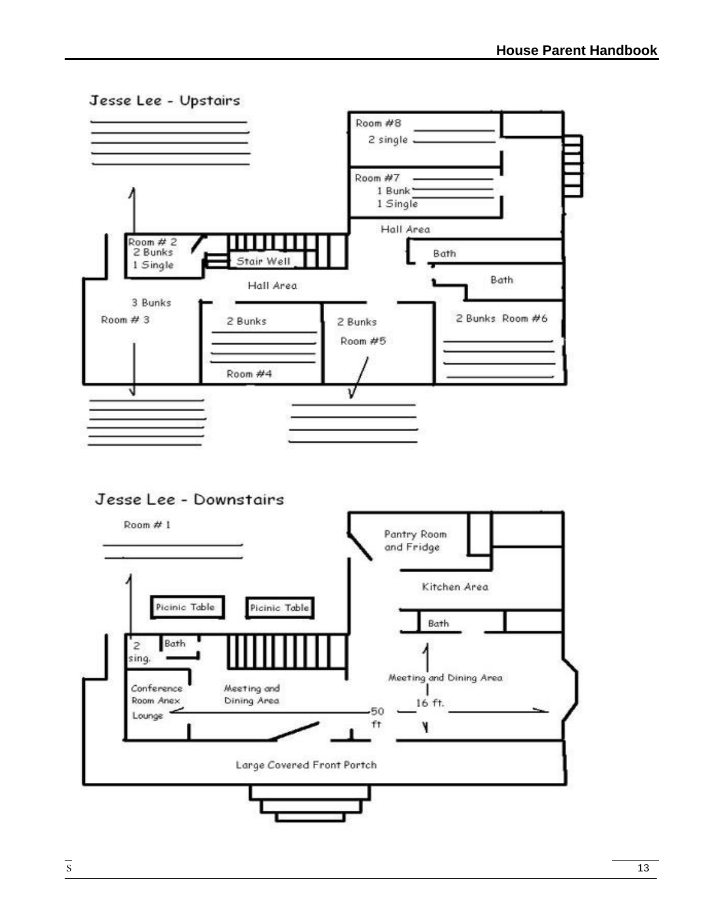## Jesse Lee - Upstairs

Room #8
2 single

Room #7
1 Bunk
1 Single

Hall Area

Bath

Room # 2
2 Bunks
1 Single

Stair Well

Bath

Hall Area

3 Bunks
Room # 3

2 Bunks
Room #4

2 Bunks
Room #5

2 Bunks Room #6

## Jesse Lee - Downstairs

Room # 1

Pantry Room and Fridge

Kitchen Area

Picinic Table

Picinic Table

Bath

2 sing.

Bath

Meeting and Dining Area

Conference Room Anex Lounge

Meeting and Dining Area

50 ft

16 ft.

Large Covered Front Portch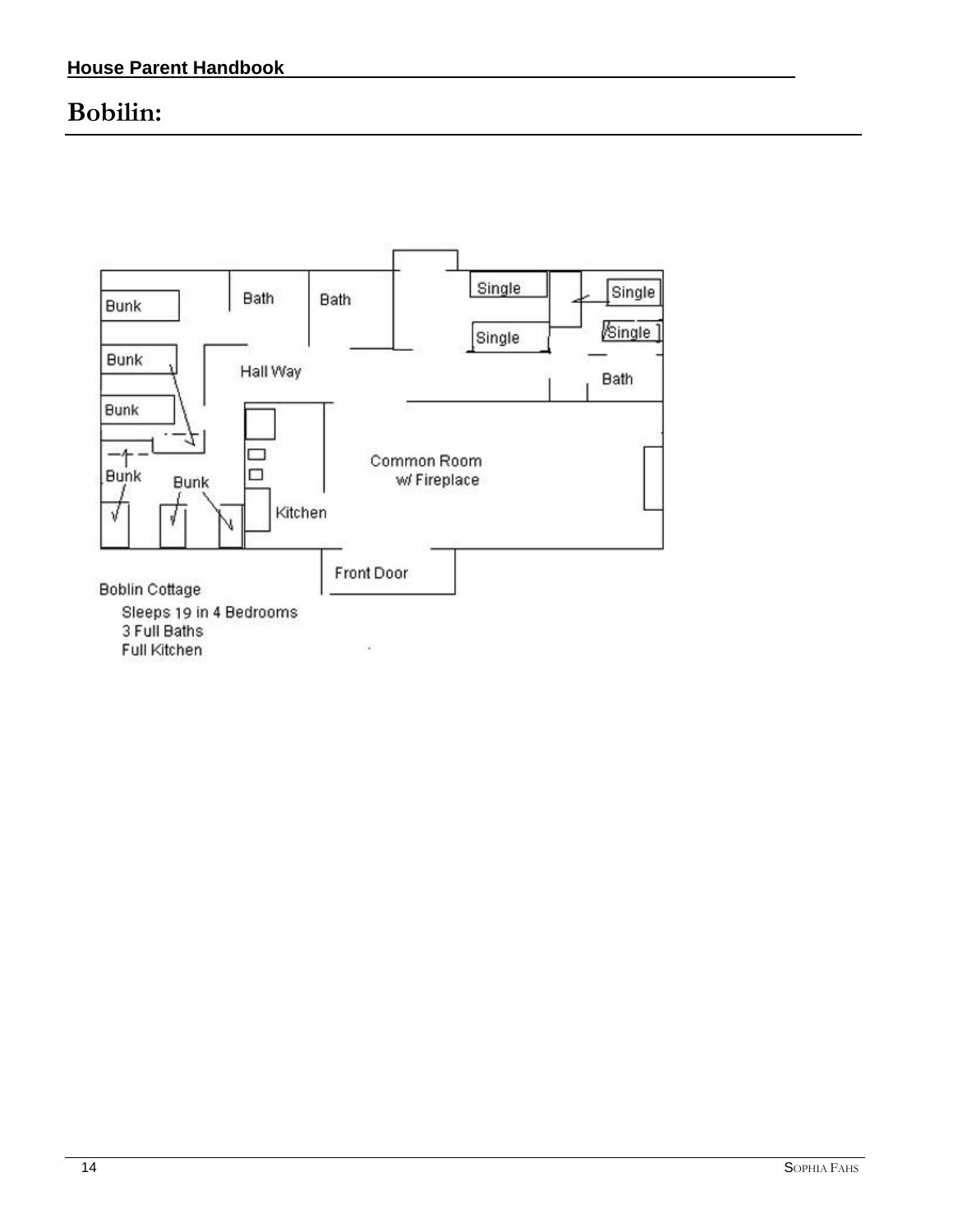# Bobilin:

Bunk | Bath | Bath | Single | Single | Single | Single

Bunk | Hall Way | Bath

Bunk | Common Room w/ Fireplace

Bunk | Bunk | Kitchen

Front Door

Boblin Cottage

Sleeps 19 in 4 Bedrooms
3 Full Baths
Full Kitchen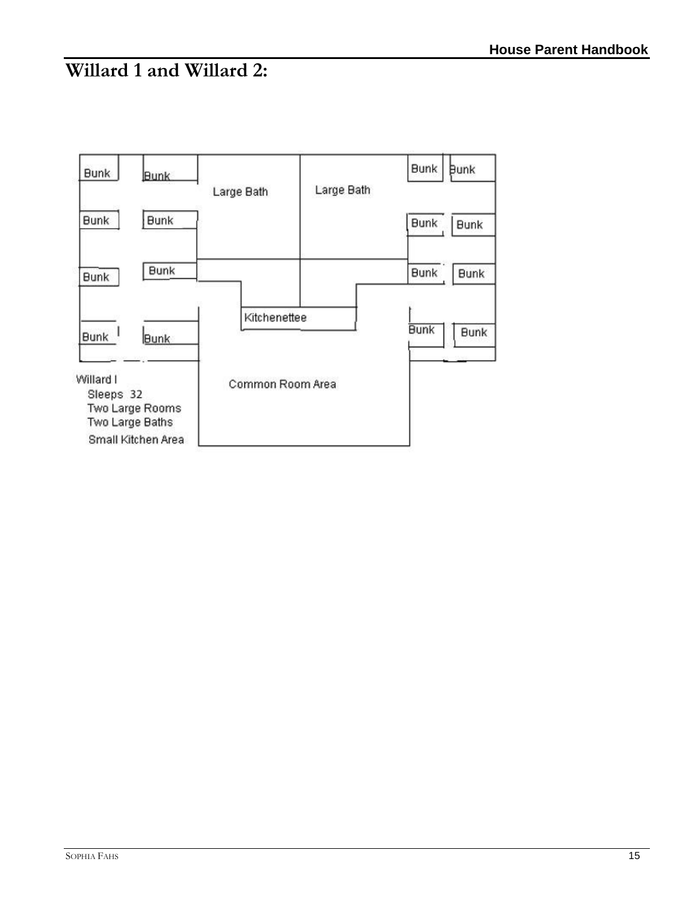# Willard 1 and Willard 2:

Bunk
Bunk
Large Bath
Large Bath
Bunk
Bunk
Bunk
Bunk
Bunk
Bunk
Bunk
Bunk
Bunk
Bunk
Kitchenettee
Bunk
Bunk
Bunk
Bunk

Willard I
Sleeps 32
Two Large Rooms
Two Large Baths
Small Kitchen Area

Common Room Area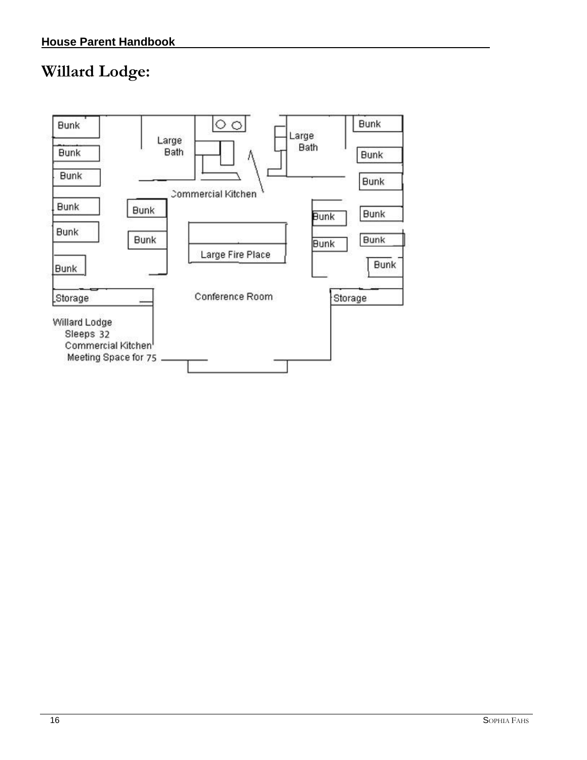# Willard Lodge:

Bunk
Bunk
Bunk
Bunk
Bunk
Bunk
Large Bath
Bunk
Bunk
Commercial Kitchen
Large Fire Place
Large Bath
Bunk
Bunk
Bunk
Bunk
Bunk
Bunk
Bunk
Bunk
Storage
Conference Room
Storage

Willard Lodge
Sleeps 32
Commercial Kitchen
Meeting Space for 75